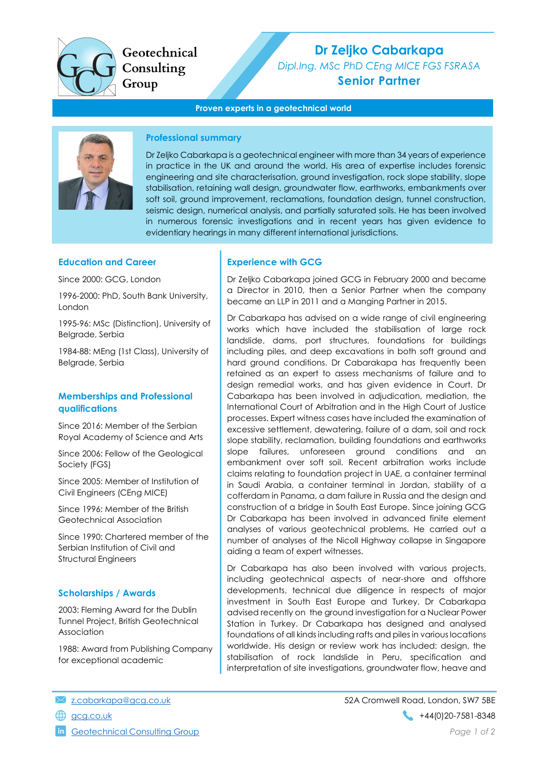Geotechnical Consulting Group

# Dr Zeljko Cabarkapa

*Dipl.Ing. MSc PhD CEng MICE FGS FSRASA*

**Senior Partner**

**Proven experts in a geotechnical world**

## Professional summary

Dr Zeljko Cabarkapa is a geotechnical engineer with more than 34 years of experience in practice in the UK and around the world. His area of expertise includes forensic engineering and site characterisation, ground investigation, rock slope stability, slope stabilisation, retaining wall design, groundwater flow, earthworks, embankments over soft soil, ground improvement, reclamations, foundation design, tunnel construction, seismic design, numerical analysis, and partially saturated soils. He has been involved in numerous forensic investigations and in recent years has given evidence to evidentiary hearings in many different international jurisdictions.

## Education and Career

Since 2000: GCG, London

1996-2000: PhD, South Bank University, London

1995-96: MSc (Distinction), University of Belgrade, Serbia

1984-88: MEng (1st Class), University of Belgrade, Serbia

## Memberships and Professional qualifications

Since 2016: Member of the Serbian Royal Academy of Science and Arts

Since 2006: Fellow of the Geological Society (FGS)

Since 2005: Member of Institution of Civil Engineers (CEng MICE)

Since 1996: Member of the British Geotechnical Association

Since 1990: Chartered member of the Serbian Institution of Civil and Structural Engineers

## Scholarships / Awards

2003: Fleming Award for the Dublin Tunnel Project, British Geotechnical Association

1988: Award from Publishing Company for exceptional academic

## Experience with GCG

Dr Zeljko Cabarkapa joined GCG in February 2000 and became a Director in 2010, then a Senior Partner when the company became an LLP in 2011 and a Manging Partner in 2015.

Dr Cabarkapa has advised on a wide range of civil engineering works which have included the stabilisation of large rock landslide, dams, port structures, foundations for buildings including piles, and deep excavations in both soft ground and hard ground conditions. Dr Cabarakapa has frequently been retained as an expert to assess mechanisms of failure and to design remedial works, and has given evidence in Court. Dr Cabarkapa has been involved in adjudication, mediation, the International Court of Arbitration and in the High Court of Justice processes. Expert witness cases have included the examination of excessive settlement, dewatering, failure of a dam, soil and rock slope stability, reclamation, building foundations and earthworks slope failures, unforeseen ground conditions and an embankment over soft soil. Recent arbitration works include claims relating to foundation project in UAE, a container terminal in Saudi Arabia, a container terminal in Jordan, stability of a cofferdam in Panama, a dam failure in Russia and the design and construction of a bridge in South East Europe. Since joining GCG Dr Cabarkapa has been involved in advanced finite element analyses of various geotechnical problems. He carried out a number of analyses of the Nicoll Highway collapse in Singapore aiding a team of expert witnesses.

Dr Cabarkapa has also been involved with various projects, including geotechnical aspects of near-shore and offshore developments, technical due diligence in respects of major investment in South East Europe and Turkey. Dr Cabarkapa advised recently on the ground investigation for a Nuclear Power Station in Turkey. Dr Cabarkapa has designed and analysed foundations of all kinds including rafts and piles in various locations worldwide. His design or review work has included: design, the stabilisation of rock landslide in Peru, specification and interpretation of site investigations, groundwater flow, heave and

z.cabarkapa@gcg.co.uk

gcg.co.uk

Geotechnical Consulting Group

52A Cromwell Road, London, SW7 5BE

+44(0)20-7581-8348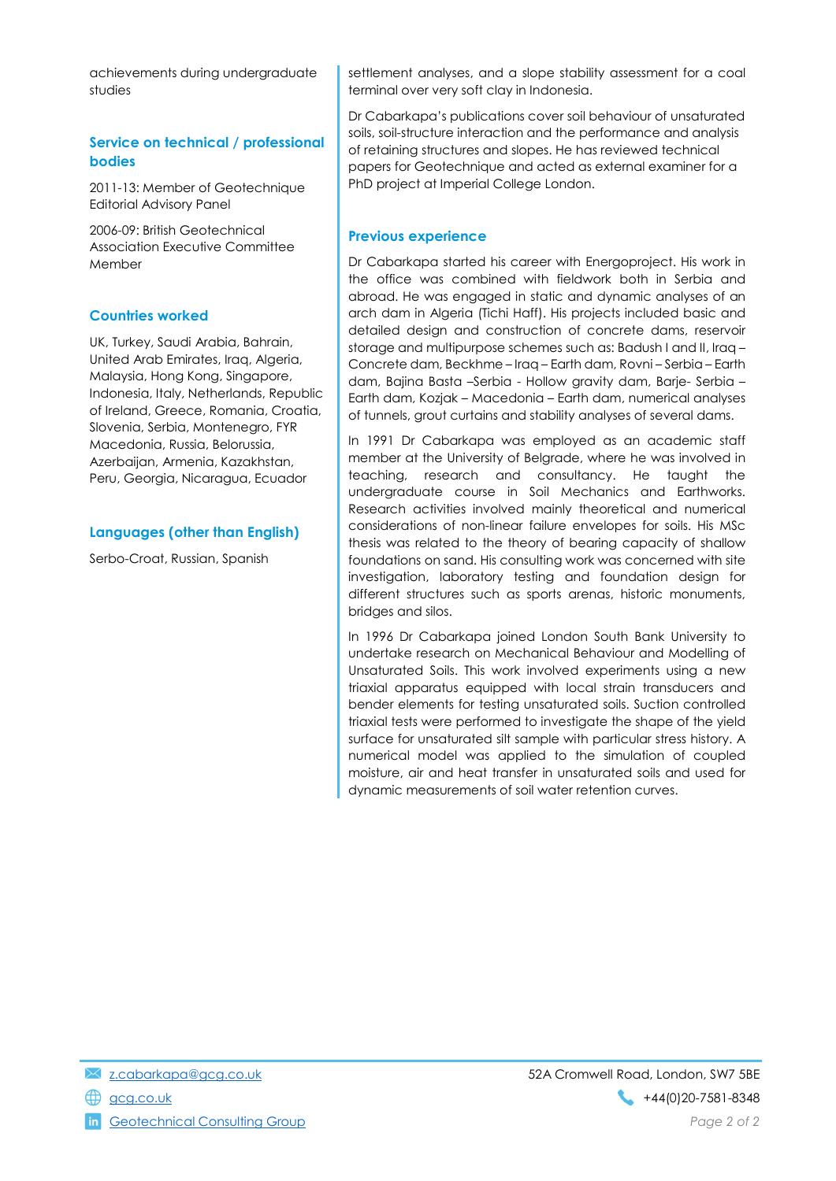achievements during undergraduate studies

## Service on technical / professional bodies

2011-13: Member of Geotechnique Editorial Advisory Panel

2006-09: British Geotechnical Association Executive Committee Member

## Countries worked

UK, Turkey, Saudi Arabia, Bahrain, United Arab Emirates, Iraq, Algeria, Malaysia, Hong Kong, Singapore, Indonesia, Italy, Netherlands, Republic of Ireland, Greece, Romania, Croatia, Slovenia, Serbia, Montenegro, FYR Macedonia, Russia, Belorussia, Azerbaijan, Armenia, Kazakhstan, Peru, Georgia, Nicaragua, Ecuador

## Languages (other than English)

Serbo-Croat, Russian, Spanish

settlement analyses, and a slope stability assessment for a coal terminal over very soft clay in Indonesia.

Dr Cabarkapa's publications cover soil behaviour of unsaturated soils, soil-structure interaction and the performance and analysis of retaining structures and slopes. He has reviewed technical papers for Geotechnique and acted as external examiner for a PhD project at Imperial College London.

## Previous experience

Dr Cabarkapa started his career with Energoproject. His work in the office was combined with fieldwork both in Serbia and abroad. He was engaged in static and dynamic analyses of an arch dam in Algeria (Tichi Haff). His projects included basic and detailed design and construction of concrete dams, reservoir storage and multipurpose schemes such as: Badush I and II, Iraq – Concrete dam, Beckhme – Iraq – Earth dam, Rovni – Serbia – Earth dam, Bajina Basta –Serbia - Hollow gravity dam, Barje- Serbia – Earth dam, Kozjak – Macedonia – Earth dam, numerical analyses of tunnels, grout curtains and stability analyses of several dams.

In 1991 Dr Cabarkapa was employed as an academic staff member at the University of Belgrade, where he was involved in teaching, research and consultancy. He taught the undergraduate course in Soil Mechanics and Earthworks. Research activities involved mainly theoretical and numerical considerations of non-linear failure envelopes for soils. His MSc thesis was related to the theory of bearing capacity of shallow foundations on sand. His consulting work was concerned with site investigation, laboratory testing and foundation design for different structures such as sports arenas, historic monuments, bridges and silos.

In 1996 Dr Cabarkapa joined London South Bank University to undertake research on Mechanical Behaviour and Modelling of Unsaturated Soils. This work involved experiments using a new triaxial apparatus equipped with local strain transducers and bender elements for testing unsaturated soils. Suction controlled triaxial tests were performed to investigate the shape of the yield surface for unsaturated silt sample with particular stress history. A numerical model was applied to the simulation of coupled moisture, air and heat transfer in unsaturated soils and used for dynamic measurements of soil water retention curves.

z.cabarkapa@gcg.co.uk

gcg.co.uk

Geotechnical Consulting Group

52A Cromwell Road, London, SW7 5BE

+44(0)20-7581-8348